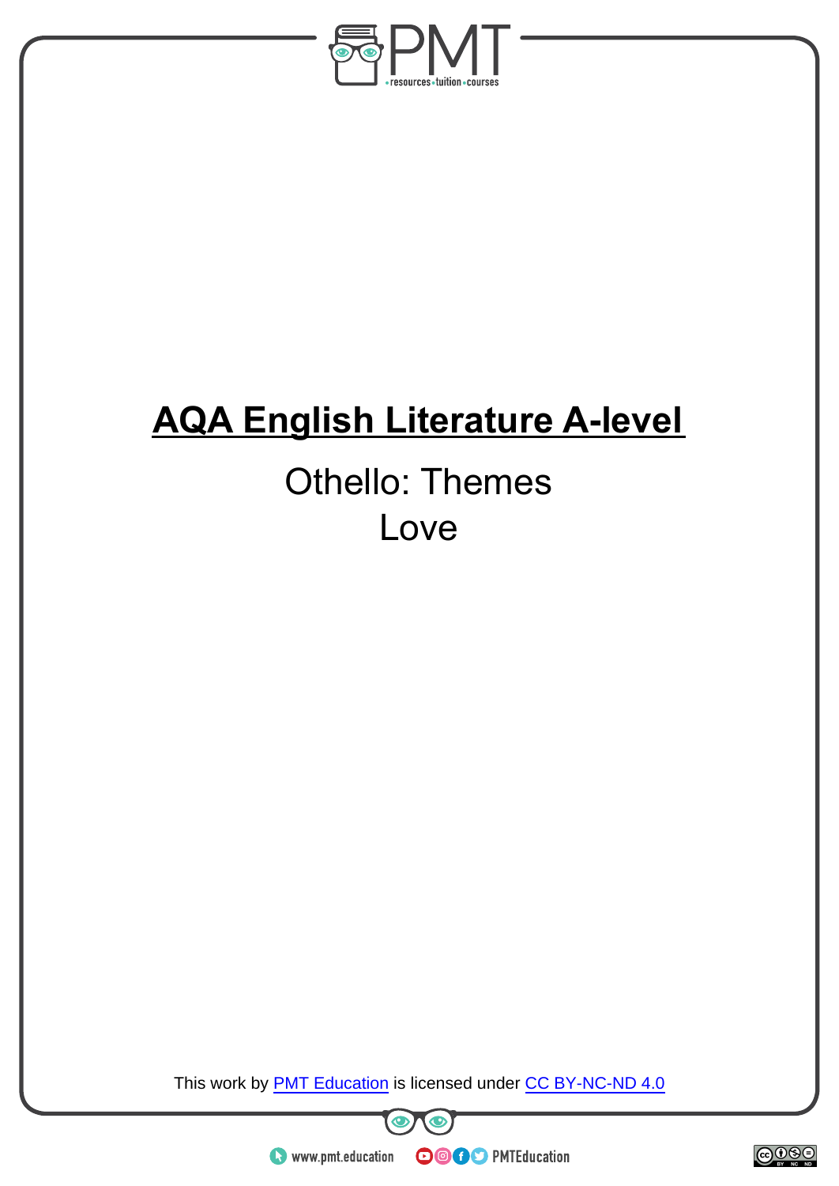# AQA English Literature A-level

## Othello: Themes

## Love

This work by PMT Education is licensed under CC BY-NC-ND 4.0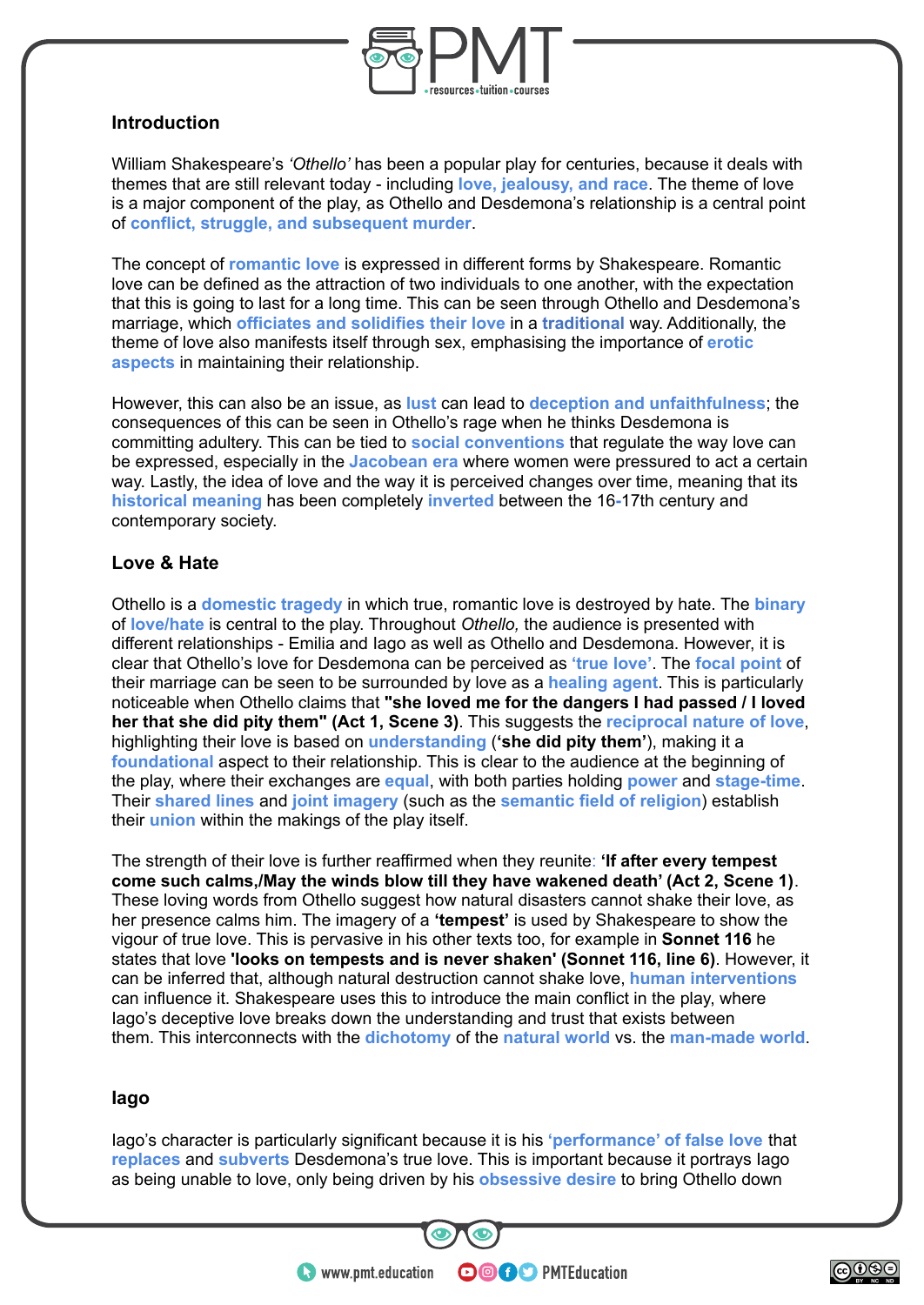## Introduction

William Shakespeare's *'Othello'* has been a popular play for centuries, because it deals with themes that are still relevant today - including **love, jealousy, and race**. The theme of love is a major component of the play, as Othello and Desdemona's relationship is a central point of **conflict, struggle, and subsequent murder**.

The concept of **romantic love** is expressed in different forms by Shakespeare. Romantic love can be defined as the attraction of two individuals to one another, with the expectation that this is going to last for a long time. This can be seen through Othello and Desdemona's marriage, which **officiates and solidifies their love** in a **traditional** way. Additionally, the theme of love also manifests itself through sex, emphasising the importance of **erotic aspects** in maintaining their relationship.

However, this can also be an issue, as **lust** can lead to **deception and unfaithfulness**; the consequences of this can be seen in Othello's rage when he thinks Desdemona is committing adultery. This can be tied to **social conventions** that regulate the way love can be expressed, especially in the **Jacobean era** where women were pressured to act a certain way. Lastly, the idea of love and the way it is perceived changes over time, meaning that its **historical meaning** has been completely **inverted** between the 16-17th century and contemporary society.

## Love & Hate

Othello is a **domestic tragedy** in which true, romantic love is destroyed by hate. The **binary** of **love/hate** is central to the play. Throughout *Othello,* the audience is presented with different relationships - Emilia and Iago as well as Othello and Desdemona. However, it is clear that Othello's love for Desdemona can be perceived as **'true love'**. The **focal point** of their marriage can be seen to be surrounded by love as a **healing agent**. This is particularly noticeable when Othello claims that **"she loved me for the dangers I had passed / I loved her that she did pity them" (Act 1, Scene 3)**. This suggests the **reciprocal nature of love**, highlighting their love is based on **understanding** (**'she did pity them'**), making it a **foundational** aspect to their relationship. This is clear to the audience at the beginning of the play, where their exchanges are **equal**, with both parties holding **power** and **stage-time**. Their **shared lines** and **joint imagery** (such as the **semantic field of religion**) establish their **union** within the makings of the play itself.

The strength of their love is further reaffirmed when they reunite: **'If after every tempest come such calms,/May the winds blow till they have wakened death' (Act 2, Scene 1)**. These loving words from Othello suggest how natural disasters cannot shake their love, as her presence calms him. The imagery of a **'tempest'** is used by Shakespeare to show the vigour of true love. This is pervasive in his other texts too, for example in **Sonnet 116** he states that love **'looks on tempests and is never shaken' (Sonnet 116, line 6)**. However, it can be inferred that, although natural destruction cannot shake love, **human interventions** can influence it. Shakespeare uses this to introduce the main conflict in the play, where Iago's deceptive love breaks down the understanding and trust that exists between them. This interconnects with the **dichotomy** of the **natural world** vs. the **man-made world**.

## Iago

Iago's character is particularly significant because it is his **'performance' of false love** that **replaces** and **subverts** Desdemona's true love. This is important because it portrays Iago as being unable to love, only being driven by his **obsessive desire** to bring Othello down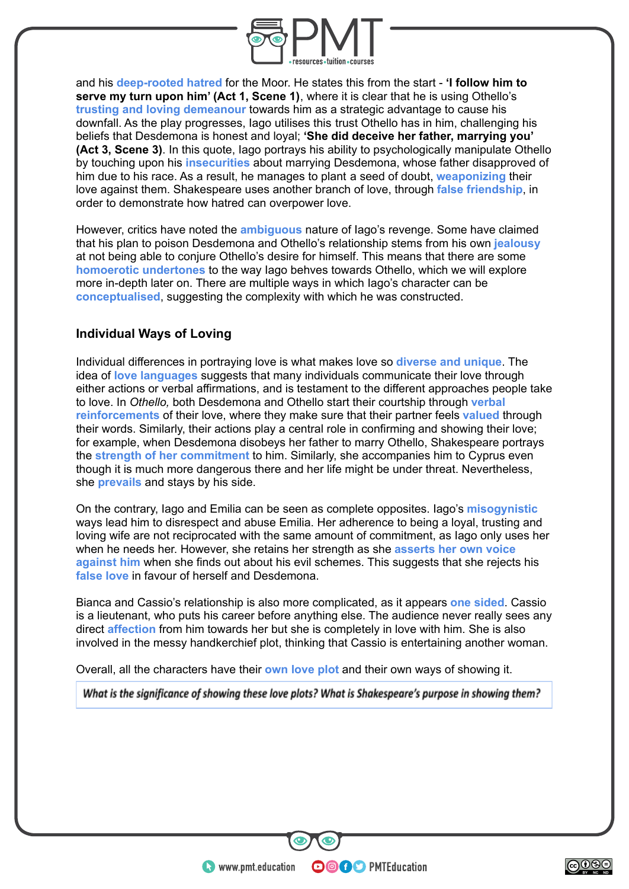and his **deep-rooted hatred** for the Moor. He states this from the start - **'I follow him to serve my turn upon him' (Act 1, Scene 1)**, where it is clear that he is using Othello's **trusting and loving demeanour** towards him as a strategic advantage to cause his downfall. As the play progresses, Iago utilises this trust Othello has in him, challenging his beliefs that Desdemona is honest and loyal; **'She did deceive her father, marrying you' (Act 3, Scene 3)**. In this quote, Iago portrays his ability to psychologically manipulate Othello by touching upon his **insecurities** about marrying Desdemona, whose father disapproved of him due to his race. As a result, he manages to plant a seed of doubt, **weaponizing** their love against them. Shakespeare uses another branch of love, through **false friendship**, in order to demonstrate how hatred can overpower love.

However, critics have noted the **ambiguous** nature of Iago's revenge. Some have claimed that his plan to poison Desdemona and Othello's relationship stems from his own **jealousy** at not being able to conjure Othello's desire for himself. This means that there are some **homoerotic undertones** to the way Iago behves towards Othello, which we will explore more in-depth later on. There are multiple ways in which Iago's character can be **conceptualised**, suggesting the complexity with which he was constructed.

### Individual Ways of Loving

Individual differences in portraying love is what makes love so **diverse and unique**. The idea of **love languages** suggests that many individuals communicate their love through either actions or verbal affirmations, and is testament to the different approaches people take to love. In *Othello,* both Desdemona and Othello start their courtship through **verbal reinforcements** of their love, where they make sure that their partner feels **valued** through their words. Similarly, their actions play a central role in confirming and showing their love; for example, when Desdemona disobeys her father to marry Othello, Shakespeare portrays the **strength of her commitment** to him. Similarly, she accompanies him to Cyprus even though it is much more dangerous there and her life might be under threat. Nevertheless, she **prevails** and stays by his side.

On the contrary, Iago and Emilia can be seen as complete opposites. Iago's **misogynistic** ways lead him to disrespect and abuse Emilia. Her adherence to being a loyal, trusting and loving wife are not reciprocated with the same amount of commitment, as Iago only uses her when he needs her. However, she retains her strength as she **asserts her own voice against him** when she finds out about his evil schemes. This suggests that she rejects his **false love** in favour of herself and Desdemona.

Bianca and Cassio's relationship is also more complicated, as it appears **one sided**. Cassio is a lieutenant, who puts his career before anything else. The audience never really sees any direct **affection** from him towards her but she is completely in love with him. She is also involved in the messy handkerchief plot, thinking that Cassio is entertaining another woman.

Overall, all the characters have their **own love plot** and their own ways of showing it.

> *What is the significance of showing these love plots? What is Shakespeare's purpose in showing them?*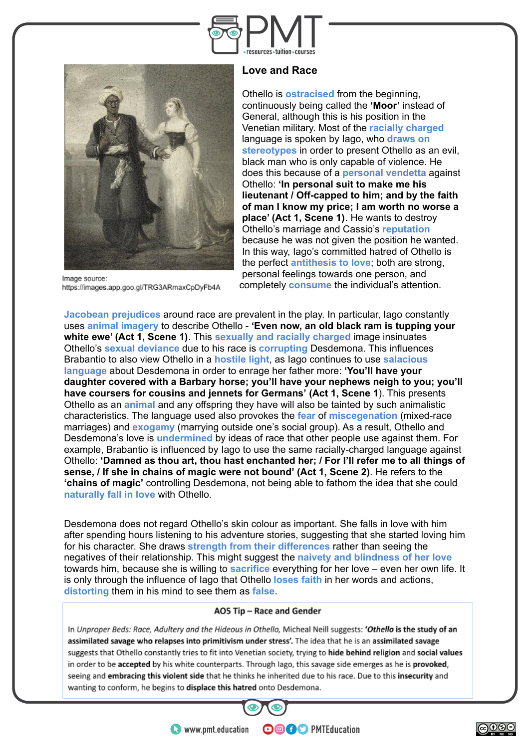## Love and Race

Image source:
https://images.app.goo.gl/TRG3ARmaxCpDyFb4A

Othello is **ostracised** from the beginning, continuously being called the **'Moor'** instead of General, although this is his position in the Venetian military. Most of the **racially charged** language is spoken by Iago, who **draws on stereotypes** in order to present Othello as an evil, black man who is only capable of violence. He does this because of a **personal vendetta** against Othello: **'In personal suit to make me his lieutenant / Off-capped to him; and by the faith of man I know my price; I am worth no worse a place' (Act 1, Scene 1)**. He wants to destroy Othello's marriage and Cassio's **reputation** because he was not given the position he wanted. In this way, Iago's committed hatred of Othello is the perfect **antithesis to love**; both are strong, personal feelings towards one person, and completely **consume** the individual's attention.

**Jacobean prejudices** around race are prevalent in the play. In particular, Iago constantly uses **animal imagery** to describe Othello - **'Even now, an old black ram is tupping your white ewe' (Act 1, Scene 1)**. This **sexually and racially charged** image insinuates Othello's **sexual deviance** due to his race is **corrupting** Desdemona. This influences Brabantio to also view Othello in a **hostile light**, as Iago continues to use **salacious language** about Desdemona in order to enrage her father more: **'You'll have your daughter covered with a Barbary horse; you'll have your nephews neigh to you; you'll have coursers for cousins and jennets for Germans' (Act 1, Scene 1**). This presents Othello as an **animal** and any offspring they have will also be tainted by such animalistic characteristics. The language used also provokes the **fear** of **miscegenation** (mixed-race marriages) and **exogamy** (marrying outside one's social group). As a result, Othello and Desdemona's love is **undermined** by ideas of race that other people use against them. For example, Brabantio is influenced by Iago to use the same racially-charged language against Othello: **'Damned as thou art, thou hast enchanted her; / For I'll refer me to all things of sense, / If she in chains of magic were not bound' (Act 1, Scene 2)**. He refers to the **'chains of magic'** controlling Desdemona, not being able to fathom the idea that she could **naturally fall in love** with Othello.

Desdemona does not regard Othello's skin colour as important. She falls in love with him after spending hours listening to his adventure stories, suggesting that she started loving him for his character. She draws **strength from their differences** rather than seeing the negatives of their relationship. This might suggest the **naivety and blindness of her love** towards him, because she is willing to **sacrifice** everything for her love – even her own life. It is only through the influence of Iago that Othello **loses faith** in her words and actions, **distorting** them in his mind to see them as **false**.

### AO5 Tip – Race and Gender

In *Unproper Beds: Race, Adultery and the Hideous in Othello,* Micheal Neill suggests: ***'Othello* is the study of an assimilated savage who relapses into primitivism under stress'.** The idea that he is an **assimilated savage** suggests that Othello constantly tries to fit into Venetian society, trying to **hide behind religion** and **social values** in order to be **accepted** by his white counterparts. Through Iago, this savage side emerges as he is **provoked**, seeing and **embracing this violent side** that he thinks he inherited due to his race. Due to this **insecurity** and wanting to conform, he begins to **displace this hatred** onto Desdemona.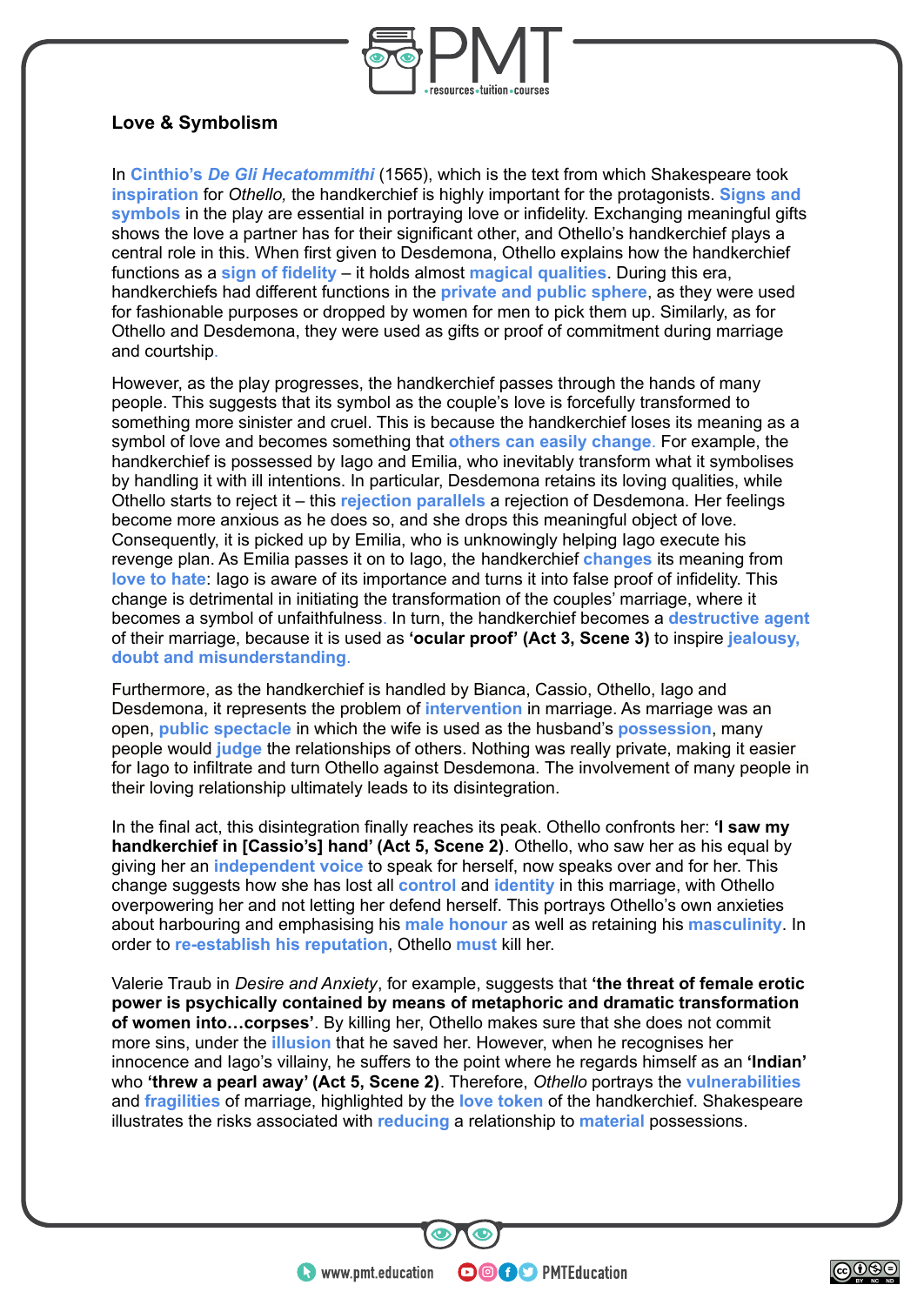## Love & Symbolism

In **Cinthio's *De Gli Hecatommithi*** (1565), which is the text from which Shakespeare took **inspiration** for *Othello,* the handkerchief is highly important for the protagonists. **Signs and symbols** in the play are essential in portraying love or infidelity. Exchanging meaningful gifts shows the love a partner has for their significant other, and Othello's handkerchief plays a central role in this. When first given to Desdemona, Othello explains how the handkerchief functions as a **sign of fidelity** – it holds almost **magical qualities**. During this era, handkerchiefs had different functions in the **private and public sphere**, as they were used for fashionable purposes or dropped by women for men to pick them up. Similarly, as for Othello and Desdemona, they were used as gifts or proof of commitment during marriage and courtship.

However, as the play progresses, the handkerchief passes through the hands of many people. This suggests that its symbol as the couple's love is forcefully transformed to something more sinister and cruel. This is because the handkerchief loses its meaning as a symbol of love and becomes something that **others can easily change**. For example, the handkerchief is possessed by Iago and Emilia, who inevitably transform what it symbolises by handling it with ill intentions. In particular, Desdemona retains its loving qualities, while Othello starts to reject it – this **rejection parallels** a rejection of Desdemona. Her feelings become more anxious as he does so, and she drops this meaningful object of love. Consequently, it is picked up by Emilia, who is unknowingly helping Iago execute his revenge plan. As Emilia passes it on to Iago, the handkerchief **changes** its meaning from **love to hate**: Iago is aware of its importance and turns it into false proof of infidelity. This change is detrimental in initiating the transformation of the couples' marriage, where it becomes a symbol of unfaithfulness. In turn, the handkerchief becomes a **destructive agent** of their marriage, because it is used as **'ocular proof' (Act 3, Scene 3)** to inspire **jealousy, doubt and misunderstanding**.

Furthermore, as the handkerchief is handled by Bianca, Cassio, Othello, Iago and Desdemona, it represents the problem of **intervention** in marriage. As marriage was an open, **public spectacle** in which the wife is used as the husband's **possession**, many people would **judge** the relationships of others. Nothing was really private, making it easier for Iago to infiltrate and turn Othello against Desdemona. The involvement of many people in their loving relationship ultimately leads to its disintegration.

In the final act, this disintegration finally reaches its peak. Othello confronts her: **'I saw my handkerchief in [Cassio's] hand' (Act 5, Scene 2)**. Othello, who saw her as his equal by giving her an **independent voice** to speak for herself, now speaks over and for her. This change suggests how she has lost all **control** and **identity** in this marriage, with Othello overpowering her and not letting her defend herself. This portrays Othello's own anxieties about harbouring and emphasising his **male honour** as well as retaining his **masculinity**. In order to **re-establish his reputation**, Othello **must** kill her.

Valerie Traub in *Desire and Anxiety*, for example, suggests that **'the threat of female erotic power is psychically contained by means of metaphoric and dramatic transformation of women into…corpses'**. By killing her, Othello makes sure that she does not commit more sins, under the **illusion** that he saved her. However, when he recognises her innocence and Iago's villainy, he suffers to the point where he regards himself as an **'Indian'** who **'threw a pearl away' (Act 5, Scene 2)**. Therefore, *Othello* portrays the **vulnerabilities** and **fragilities** of marriage, highlighted by the **love token** of the handkerchief. Shakespeare illustrates the risks associated with **reducing** a relationship to **material** possessions.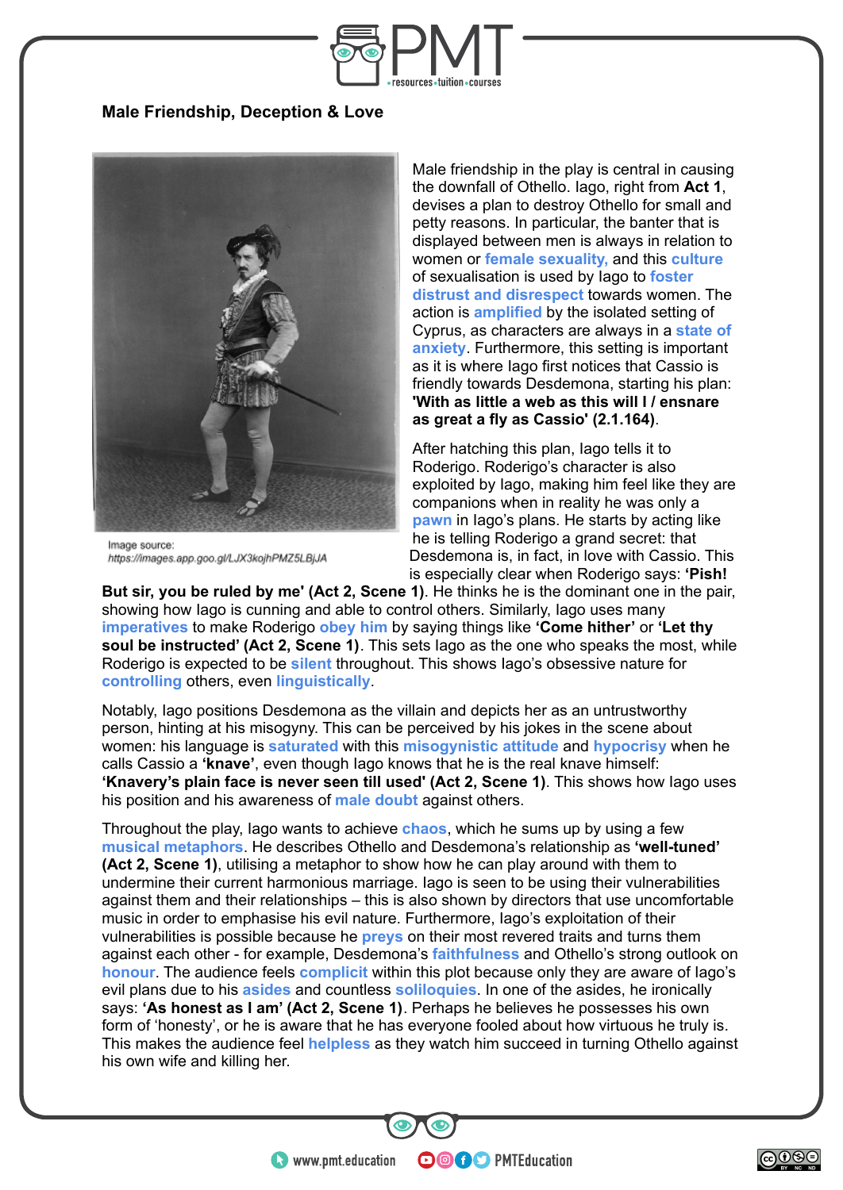**Male Friendship, Deception & Love**

Image source:
https://images.app.goo.gl/LJX3kojhPMZ5LBjJA

Male friendship in the play is central in causing the downfall of Othello. Iago, right from **Act 1**, devises a plan to destroy Othello for small and petty reasons. In particular, the banter that is displayed between men is always in relation to women or **female sexuality,** and this **culture** of sexualisation is used by Iago to **foster distrust and disrespect** towards women. The action is **amplified** by the isolated setting of Cyprus, as characters are always in a **state of anxiety**. Furthermore, this setting is important as it is where Iago first notices that Cassio is friendly towards Desdemona, starting his plan: **'With as little a web as this will I / ensnare as great a fly as Cassio' (2.1.164)**.

After hatching this plan, Iago tells it to Roderigo. Roderigo's character is also exploited by Iago, making him feel like they are companions when in reality he was only a **pawn** in Iago's plans. He starts by acting like he is telling Roderigo a grand secret: that Desdemona is, in fact, in love with Cassio. This is especially clear when Roderigo says: **'Pish! But sir, you be ruled by me' (Act 2, Scene 1)**. He thinks he is the dominant one in the pair, showing how Iago is cunning and able to control others. Similarly, Iago uses many **imperatives** to make Roderigo **obey him** by saying things like **'Come hither'** or **'Let thy soul be instructed' (Act 2, Scene 1)**. This sets Iago as the one who speaks the most, while Roderigo is expected to be **silent** throughout. This shows Iago's obsessive nature for **controlling** others, even **linguistically**.

Notably, Iago positions Desdemona as the villain and depicts her as an untrustworthy person, hinting at his misogyny. This can be perceived by his jokes in the scene about women: his language is **saturated** with this **misogynistic attitude** and **hypocrisy** when he calls Cassio a **'knave'**, even though Iago knows that he is the real knave himself: **'Knavery's plain face is never seen till used' (Act 2, Scene 1)**. This shows how Iago uses his position and his awareness of **male doubt** against others.

Throughout the play, Iago wants to achieve **chaos**, which he sums up by using a few **musical metaphors**. He describes Othello and Desdemona's relationship as **'well-tuned' (Act 2, Scene 1)**, utilising a metaphor to show how he can play around with them to undermine their current harmonious marriage. Iago is seen to be using their vulnerabilities against them and their relationships – this is also shown by directors that use uncomfortable music in order to emphasise his evil nature. Furthermore, Iago's exploitation of their vulnerabilities is possible because he **preys** on their most revered traits and turns them against each other - for example, Desdemona's **faithfulness** and Othello's strong outlook on **honour**. The audience feels **complicit** within this plot because only they are aware of Iago's evil plans due to his **asides** and countless **soliloquies**. In one of the asides, he ironically says: **'As honest as I am' (Act 2, Scene 1)**. Perhaps he believes he possesses his own form of 'honesty', or he is aware that he has everyone fooled about how virtuous he truly is. This makes the audience feel **helpless** as they watch him succeed in turning Othello against his own wife and killing her.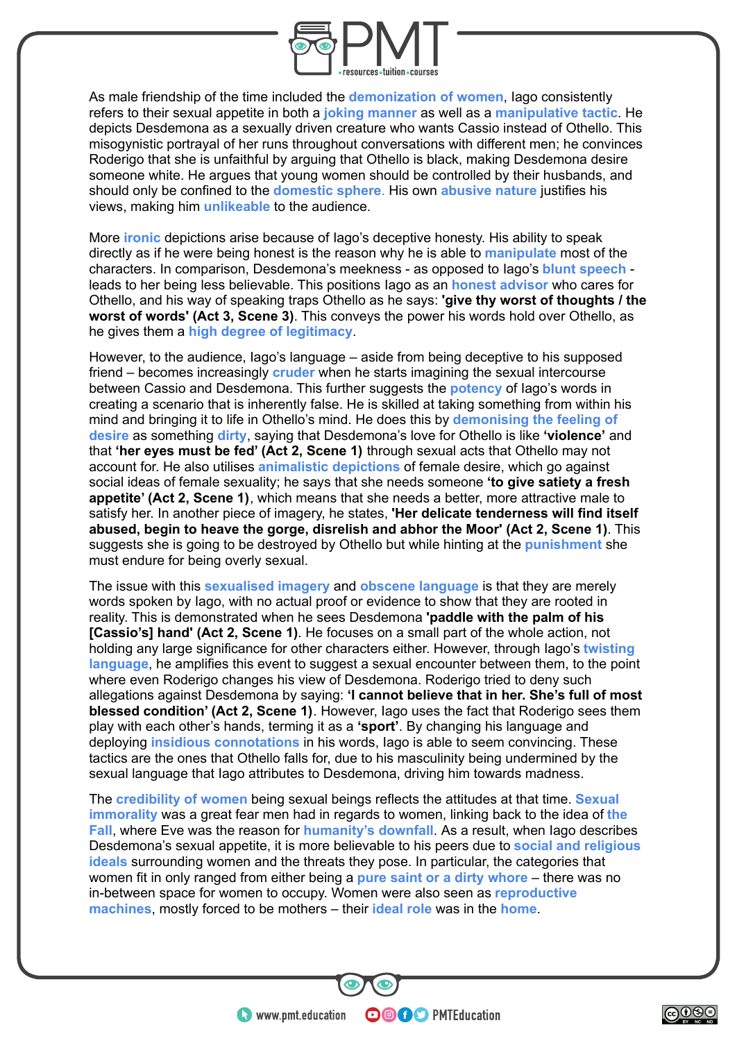As male friendship of the time included the demonization of women, Iago consistently refers to their sexual appetite in both a joking manner as well as a manipulative tactic. He depicts Desdemona as a sexually driven creature who wants Cassio instead of Othello. This misogynistic portrayal of her runs throughout conversations with different men; he convinces Roderigo that she is unfaithful by arguing that Othello is black, making Desdemona desire someone white. He argues that young women should be controlled by their husbands, and should only be confined to the domestic sphere. His own abusive nature justifies his views, making him unlikeable to the audience.

More ironic depictions arise because of Iago's deceptive honesty. His ability to speak directly as if he were being honest is the reason why he is able to manipulate most of the characters. In comparison, Desdemona's meekness - as opposed to Iago's blunt speech - leads to her being less believable. This positions Iago as an honest advisor who cares for Othello, and his way of speaking traps Othello as he says: **'give thy worst of thoughts / the worst of words' (Act 3, Scene 3)**. This conveys the power his words hold over Othello, as he gives them a high degree of legitimacy.

However, to the audience, Iago's language – aside from being deceptive to his supposed friend – becomes increasingly cruder when he starts imagining the sexual intercourse between Cassio and Desdemona. This further suggests the potency of Iago's words in creating a scenario that is inherently false. He is skilled at taking something from within his mind and bringing it to life in Othello's mind. He does this by demonising the feeling of desire as something dirty, saying that Desdemona's love for Othello is like **'violence'** and that **'her eyes must be fed' (Act 2, Scene 1)** through sexual acts that Othello may not account for. He also utilises animalistic depictions of female desire, which go against social ideas of female sexuality; he says that she needs someone **'to give satiety a fresh appetite' (Act 2, Scene 1)**, which means that she needs a better, more attractive male to satisfy her. In another piece of imagery, he states, **'Her delicate tenderness will find itself abused, begin to heave the gorge, disrelish and abhor the Moor' (Act 2, Scene 1)**. This suggests she is going to be destroyed by Othello but while hinting at the punishment she must endure for being overly sexual.

The issue with this sexualised imagery and obscene language is that they are merely words spoken by Iago, with no actual proof or evidence to show that they are rooted in reality. This is demonstrated when he sees Desdemona **'paddle with the palm of his [Cassio's] hand' (Act 2, Scene 1)**. He focuses on a small part of the whole action, not holding any large significance for other characters either. However, through Iago's twisting language, he amplifies this event to suggest a sexual encounter between them, to the point where even Roderigo changes his view of Desdemona. Roderigo tried to deny such allegations against Desdemona by saying: **'I cannot believe that in her. She's full of most blessed condition' (Act 2, Scene 1)**. However, Iago uses the fact that Roderigo sees them play with each other's hands, terming it as a **'sport'**. By changing his language and deploying insidious connotations in his words, Iago is able to seem convincing. These tactics are the ones that Othello falls for, due to his masculinity being undermined by the sexual language that Iago attributes to Desdemona, driving him towards madness.

The credibility of women being sexual beings reflects the attitudes at that time. Sexual immorality was a great fear men had in regards to women, linking back to the idea of the Fall, where Eve was the reason for humanity's downfall. As a result, when Iago describes Desdemona's sexual appetite, it is more believable to his peers due to social and religious ideals surrounding women and the threats they pose. In particular, the categories that women fit in only ranged from either being a pure saint or a dirty whore – there was no in-between space for women to occupy. Women were also seen as reproductive machines, mostly forced to be mothers – their ideal role was in the home.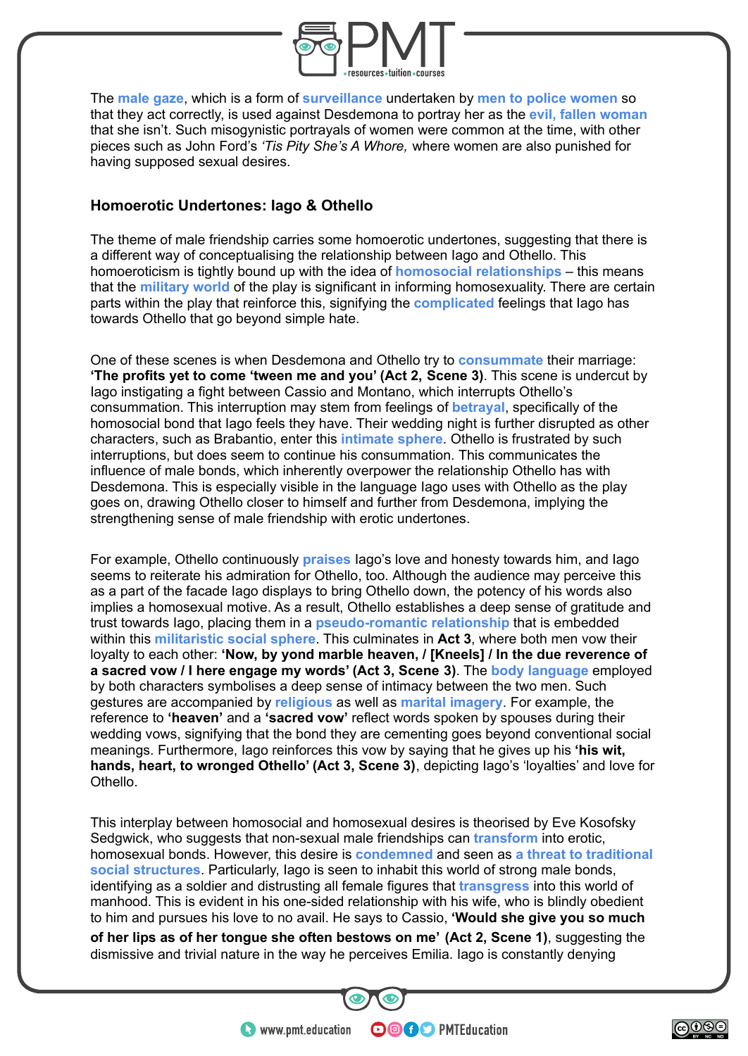The **male gaze**, which is a form of **surveillance** undertaken by **men to police women** so that they act correctly, is used against Desdemona to portray her as the **evil, fallen woman** that she isn't. Such misogynistic portrayals of women were common at the time, with other pieces such as John Ford's *'Tis Pity She's A Whore,* where women are also punished for having supposed sexual desires.

### Homoerotic Undertones: Iago & Othello

The theme of male friendship carries some homoerotic undertones, suggesting that there is a different way of conceptualising the relationship between Iago and Othello. This homoeroticism is tightly bound up with the idea of **homosocial relationships** – this means that the **military world** of the play is significant in informing homosexuality. There are certain parts within the play that reinforce this, signifying the **complicated** feelings that Iago has towards Othello that go beyond simple hate.

One of these scenes is when Desdemona and Othello try to **consummate** their marriage: **'The profits yet to come 'tween me and you' (Act 2, Scene 3)**. This scene is undercut by Iago instigating a fight between Cassio and Montano, which interrupts Othello's consummation. This interruption may stem from feelings of **betrayal**, specifically of the homosocial bond that Iago feels they have. Their wedding night is further disrupted as other characters, such as Brabantio, enter this **intimate sphere**. Othello is frustrated by such interruptions, but does seem to continue his consummation. This communicates the influence of male bonds, which inherently overpower the relationship Othello has with Desdemona. This is especially visible in the language Iago uses with Othello as the play goes on, drawing Othello closer to himself and further from Desdemona, implying the strengthening sense of male friendship with erotic undertones.

For example, Othello continuously **praises** Iago's love and honesty towards him, and Iago seems to reiterate his admiration for Othello, too. Although the audience may perceive this as a part of the facade Iago displays to bring Othello down, the potency of his words also implies a homosexual motive. As a result, Othello establishes a deep sense of gratitude and trust towards Iago, placing them in a **pseudo-romantic relationship** that is embedded within this **militaristic social sphere**. This culminates in **Act 3**, where both men vow their loyalty to each other: **'Now, by yond marble heaven, / [Kneels] / In the due reverence of a sacred vow / I here engage my words' (Act 3, Scene 3)**. The **body language** employed by both characters symbolises a deep sense of intimacy between the two men. Such gestures are accompanied by **religious** as well as **marital imagery**. For example, the reference to **'heaven'** and a **'sacred vow'** reflect words spoken by spouses during their wedding vows, signifying that the bond they are cementing goes beyond conventional social meanings. Furthermore, Iago reinforces this vow by saying that he gives up his **'his wit, hands, heart, to wronged Othello' (Act 3, Scene 3)**, depicting Iago's 'loyalties' and love for Othello.

This interplay between homosocial and homosexual desires is theorised by Eve Kosofsky Sedgwick, who suggests that non-sexual male friendships can **transform** into erotic, homosexual bonds. However, this desire is **condemned** and seen as **a threat to traditional social structures**. Particularly, Iago is seen to inhabit this world of strong male bonds, identifying as a soldier and distrusting all female figures that **transgress** into this world of manhood. This is evident in his one-sided relationship with his wife, who is blindly obedient to him and pursues his love to no avail. He says to Cassio, **'Would she give you so much of her lips as of her tongue she often bestows on me' (Act 2, Scene 1)**, suggesting the dismissive and trivial nature in the way he perceives Emilia. Iago is constantly denying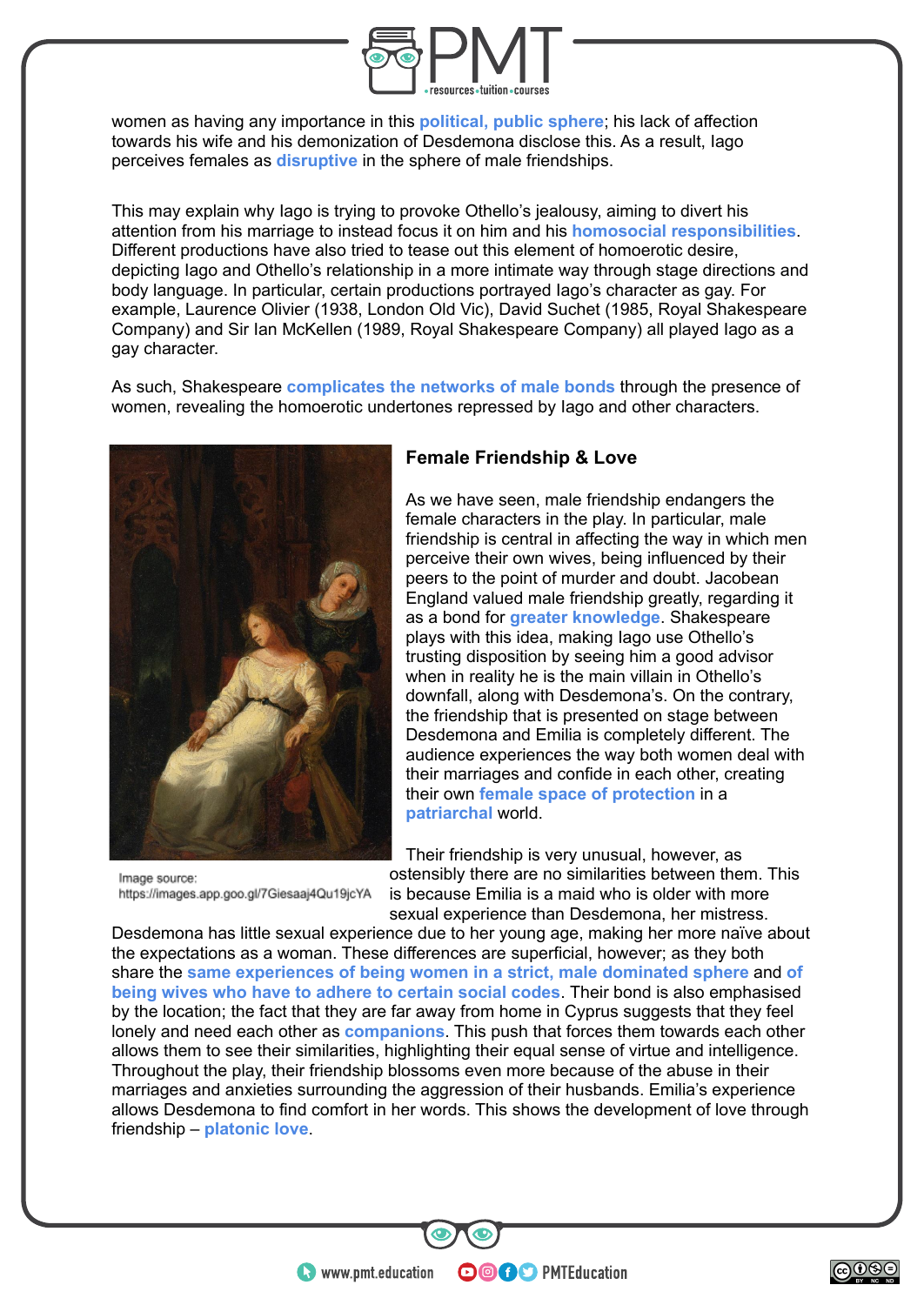women as having any importance in this **political, public sphere**; his lack of affection towards his wife and his demonization of Desdemona disclose this. As a result, Iago perceives females as **disruptive** in the sphere of male friendships.

This may explain why Iago is trying to provoke Othello's jealousy, aiming to divert his attention from his marriage to instead focus it on him and his **homosocial responsibilities**. Different productions have also tried to tease out this element of homoerotic desire, depicting Iago and Othello's relationship in a more intimate way through stage directions and body language. In particular, certain productions portrayed Iago's character as gay. For example, Laurence Olivier (1938, London Old Vic), David Suchet (1985, Royal Shakespeare Company) and Sir Ian McKellen (1989, Royal Shakespeare Company) all played Iago as a gay character.

As such, Shakespeare **complicates the networks of male bonds** through the presence of women, revealing the homoerotic undertones repressed by Iago and other characters.

Image source: https://images.app.goo.gl/7Giesaaj4Qu19jcYA

### Female Friendship & Love

As we have seen, male friendship endangers the female characters in the play. In particular, male friendship is central in affecting the way in which men perceive their own wives, being influenced by their peers to the point of murder and doubt. Jacobean England valued male friendship greatly, regarding it as a bond for **greater knowledge**. Shakespeare plays with this idea, making Iago use Othello's trusting disposition by seeing him a good advisor when in reality he is the main villain in Othello's downfall, along with Desdemona's. On the contrary, the friendship that is presented on stage between Desdemona and Emilia is completely different. The audience experiences the way both women deal with their marriages and confide in each other, creating their own **female space of protection** in a **patriarchal** world.

Their friendship is very unusual, however, as ostensibly there are no similarities between them. This is because Emilia is a maid who is older with more sexual experience than Desdemona, her mistress. Desdemona has little sexual experience due to her young age, making her more naïve about the expectations as a woman. These differences are superficial, however; as they both share the **same experiences of being women in a strict, male dominated sphere** and **of being wives who have to adhere to certain social codes**. Their bond is also emphasised by the location; the fact that they are far away from home in Cyprus suggests that they feel lonely and need each other as **companions**. This push that forces them towards each other allows them to see their similarities, highlighting their equal sense of virtue and intelligence. Throughout the play, their friendship blossoms even more because of the abuse in their marriages and anxieties surrounding the aggression of their husbands. Emilia's experience allows Desdemona to find comfort in her words. This shows the development of love through friendship – **platonic love**.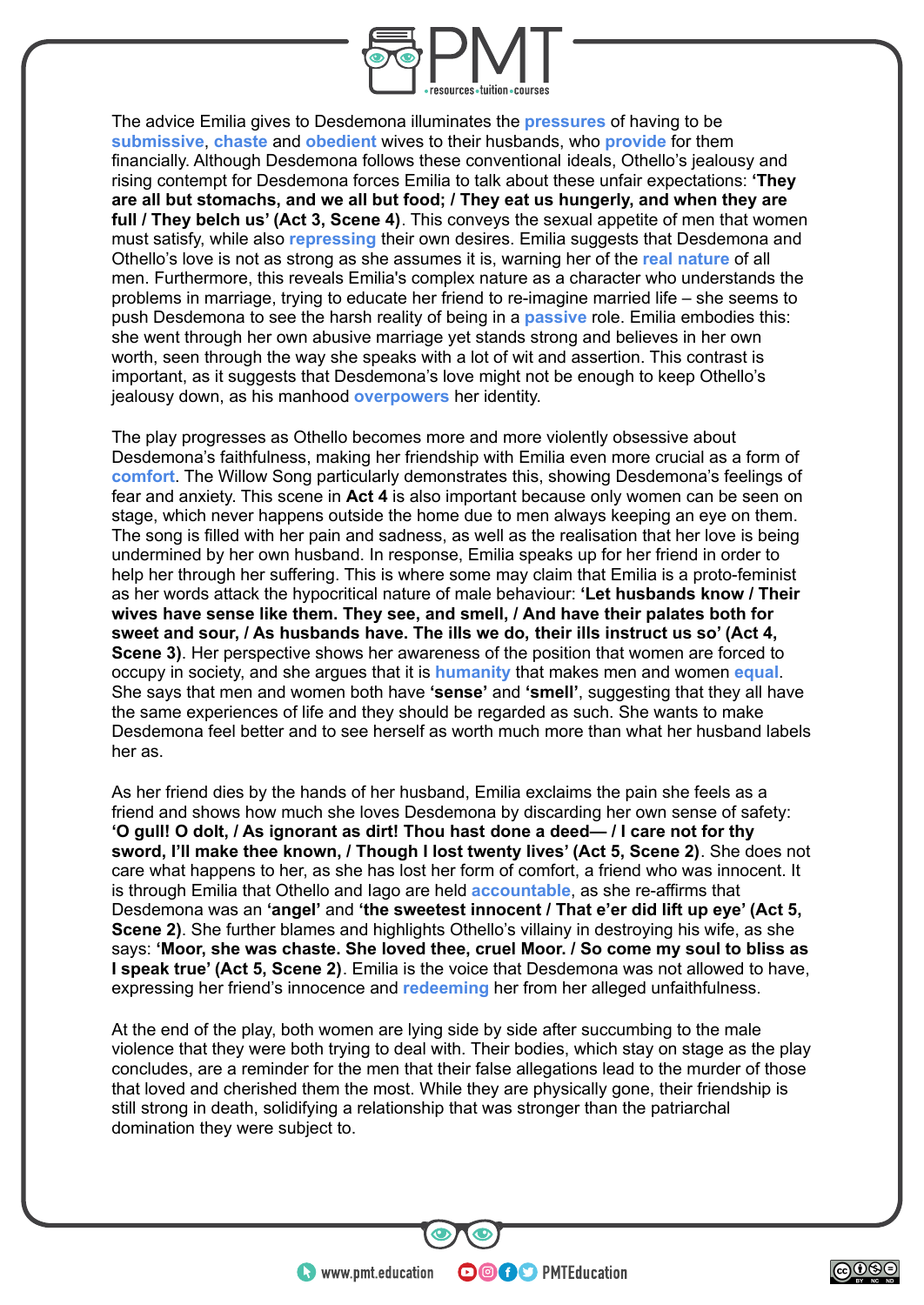The advice Emilia gives to Desdemona illuminates the **pressures** of having to be **submissive**, **chaste** and **obedient** wives to their husbands, who **provide** for them financially. Although Desdemona follows these conventional ideals, Othello's jealousy and rising contempt for Desdemona forces Emilia to talk about these unfair expectations: **'They are all but stomachs, and we all but food; / They eat us hungerly, and when they are full / They belch us' (Act 3, Scene 4)**. This conveys the sexual appetite of men that women must satisfy, while also **repressing** their own desires. Emilia suggests that Desdemona and Othello's love is not as strong as she assumes it is, warning her of the **real nature** of all men. Furthermore, this reveals Emilia's complex nature as a character who understands the problems in marriage, trying to educate her friend to re-imagine married life – she seems to push Desdemona to see the harsh reality of being in a **passive** role. Emilia embodies this: she went through her own abusive marriage yet stands strong and believes in her own worth, seen through the way she speaks with a lot of wit and assertion. This contrast is important, as it suggests that Desdemona's love might not be enough to keep Othello's jealousy down, as his manhood **overpowers** her identity.

The play progresses as Othello becomes more and more violently obsessive about Desdemona's faithfulness, making her friendship with Emilia even more crucial as a form of **comfort**. The Willow Song particularly demonstrates this, showing Desdemona's feelings of fear and anxiety. This scene in **Act 4** is also important because only women can be seen on stage, which never happens outside the home due to men always keeping an eye on them. The song is filled with her pain and sadness, as well as the realisation that her love is being undermined by her own husband. In response, Emilia speaks up for her friend in order to help her through her suffering. This is where some may claim that Emilia is a proto-feminist as her words attack the hypocritical nature of male behaviour: **'Let husbands know / Their wives have sense like them. They see, and smell, / And have their palates both for sweet and sour, / As husbands have. The ills we do, their ills instruct us so' (Act 4, Scene 3)**. Her perspective shows her awareness of the position that women are forced to occupy in society, and she argues that it is **humanity** that makes men and women **equal**. She says that men and women both have **'sense'** and **'smell'**, suggesting that they all have the same experiences of life and they should be regarded as such. She wants to make Desdemona feel better and to see herself as worth much more than what her husband labels her as.

As her friend dies by the hands of her husband, Emilia exclaims the pain she feels as a friend and shows how much she loves Desdemona by discarding her own sense of safety: **'O gull! O dolt, / As ignorant as dirt! Thou hast done a deed— / I care not for thy sword, I'll make thee known, / Though I lost twenty lives' (Act 5, Scene 2)**. She does not care what happens to her, as she has lost her form of comfort, a friend who was innocent. It is through Emilia that Othello and Iago are held **accountable**, as she re-affirms that Desdemona was an **'angel'** and **'the sweetest innocent / That e'er did lift up eye' (Act 5, Scene 2)**. She further blames and highlights Othello's villainy in destroying his wife, as she says: **'Moor, she was chaste. She loved thee, cruel Moor. / So come my soul to bliss as I speak true' (Act 5, Scene 2)**. Emilia is the voice that Desdemona was not allowed to have, expressing her friend's innocence and **redeeming** her from her alleged unfaithfulness.

At the end of the play, both women are lying side by side after succumbing to the male violence that they were both trying to deal with. Their bodies, which stay on stage as the play concludes, are a reminder for the men that their false allegations lead to the murder of those that loved and cherished them the most. While they are physically gone, their friendship is still strong in death, solidifying a relationship that was stronger than the patriarchal domination they were subject to.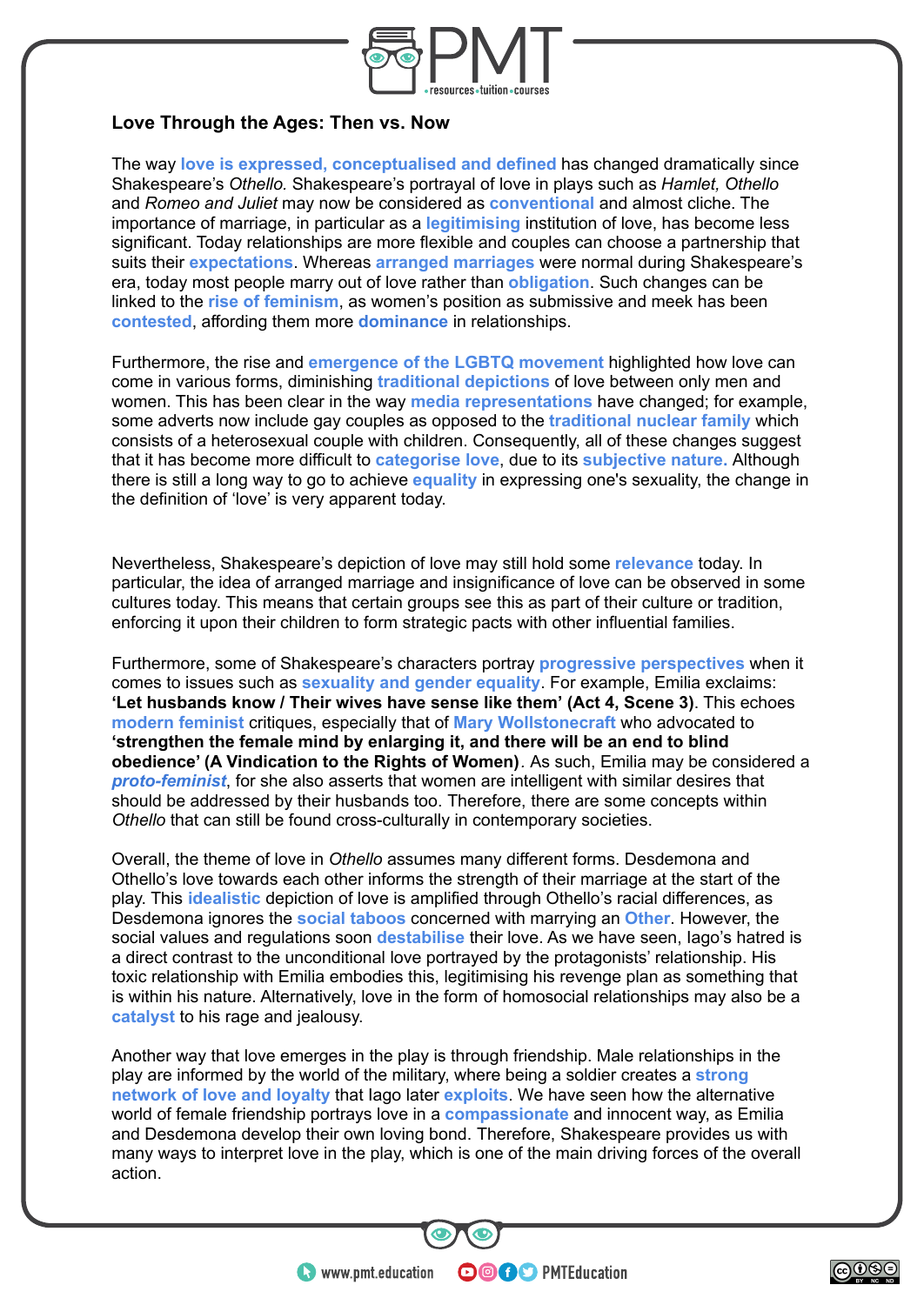**Love Through the Ages: Then vs. Now**

The way **love is expressed, conceptualised and defined** has changed dramatically since Shakespeare's *Othello.* Shakespeare's portrayal of love in plays such as *Hamlet, Othello* and *Romeo and Juliet* may now be considered as **conventional** and almost cliche. The importance of marriage, in particular as a **legitimising** institution of love, has become less significant. Today relationships are more flexible and couples can choose a partnership that suits their **expectations**. Whereas **arranged marriages** were normal during Shakespeare's era, today most people marry out of love rather than **obligation**. Such changes can be linked to the **rise of feminism**, as women's position as submissive and meek has been **contested**, affording them more **dominance** in relationships.

Furthermore, the rise and **emergence of the LGBTQ movement** highlighted how love can come in various forms, diminishing **traditional depictions** of love between only men and women. This has been clear in the way **media representations** have changed; for example, some adverts now include gay couples as opposed to the **traditional nuclear family** which consists of a heterosexual couple with children. Consequently, all of these changes suggest that it has become more difficult to **categorise love**, due to its **subjective nature.** Although there is still a long way to go to achieve **equality** in expressing one's sexuality, the change in the definition of 'love' is very apparent today.

Nevertheless, Shakespeare's depiction of love may still hold some **relevance** today. In particular, the idea of arranged marriage and insignificance of love can be observed in some cultures today. This means that certain groups see this as part of their culture or tradition, enforcing it upon their children to form strategic pacts with other influential families.

Furthermore, some of Shakespeare's characters portray **progressive perspectives** when it comes to issues such as **sexuality and gender equality**. For example, Emilia exclaims: **'Let husbands know / Their wives have sense like them' (Act 4, Scene 3)**. This echoes **modern feminist** critiques, especially that of **Mary Wollstonecraft** who advocated to **'strengthen the female mind by enlarging it, and there will be an end to blind obedience' (A Vindication to the Rights of Women)**. As such, Emilia may be considered a ***proto-feminist***, for she also asserts that women are intelligent with similar desires that should be addressed by their husbands too. Therefore, there are some concepts within *Othello* that can still be found cross-culturally in contemporary societies.

Overall, the theme of love in *Othello* assumes many different forms. Desdemona and Othello's love towards each other informs the strength of their marriage at the start of the play. This **idealistic** depiction of love is amplified through Othello's racial differences, as Desdemona ignores the **social taboos** concerned with marrying an **Other**. However, the social values and regulations soon **destabilise** their love. As we have seen, Iago's hatred is a direct contrast to the unconditional love portrayed by the protagonists' relationship. His toxic relationship with Emilia embodies this, legitimising his revenge plan as something that is within his nature. Alternatively, love in the form of homosocial relationships may also be a **catalyst** to his rage and jealousy.

Another way that love emerges in the play is through friendship. Male relationships in the play are informed by the world of the military, where being a soldier creates a **strong network of love and loyalty** that Iago later **exploits**. We have seen how the alternative world of female friendship portrays love in a **compassionate** and innocent way, as Emilia and Desdemona develop their own loving bond. Therefore, Shakespeare provides us with many ways to interpret love in the play, which is one of the main driving forces of the overall action.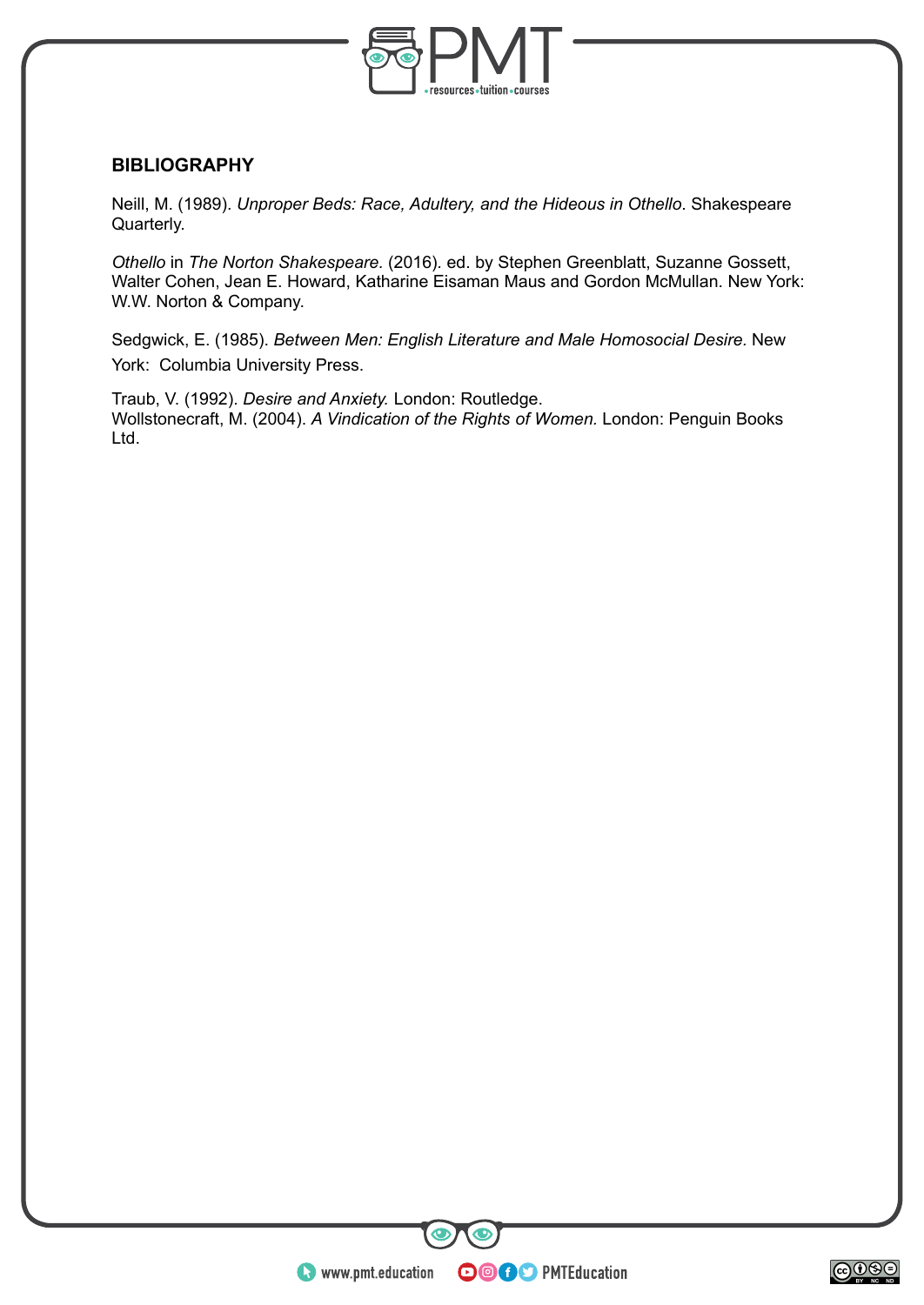## BIBLIOGRAPHY

Neill, M. (1989). *Unproper Beds: Race, Adultery, and the Hideous in Othello*. Shakespeare Quarterly.

*Othello* in *The Norton Shakespeare.* (2016). ed. by Stephen Greenblatt, Suzanne Gossett, Walter Cohen, Jean E. Howard, Katharine Eisaman Maus and Gordon McMullan. New York: W.W. Norton & Company.

Sedgwick, E. (1985). *Between Men: English Literature and Male Homosocial Desire*. New York: Columbia University Press.

Traub, V. (1992). *Desire and Anxiety.* London: Routledge.
Wollstonecraft, M. (2004). *A Vindication of the Rights of Women*. London: Penguin Books Ltd.